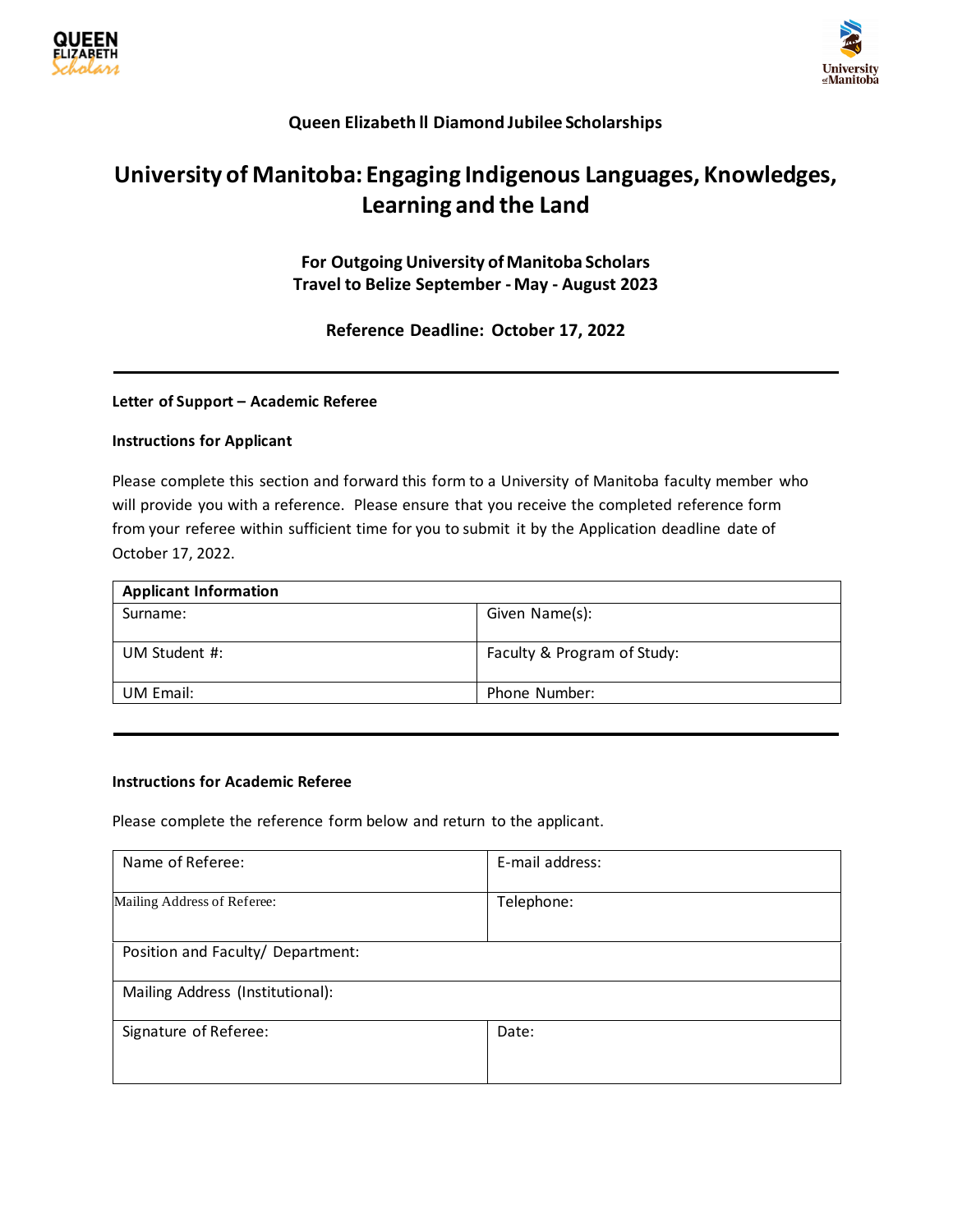**Queen Elizabeth ll Diamond Jubilee Scholarships**

# University of Manitoba: Engaging Indigenous Languages, Knowledges, Learning and the Land

**For Outgoing University of Manitoba Scholars**
**Travel to Belize September - May - August 2023**

**Reference Deadline: October 17, 2022**

---

**Letter of Support – Academic Referee**

**Instructions for Applicant**

Please complete this section and forward this form to a University of Manitoba faculty member who will provide you with a reference. Please ensure that you receive the completed reference form from your referee within sufficient time for you to submit it by the Application deadline date of October 17, 2022.

| **Applicant Information** | |
|---|---|
| Surname: | Given Name(s): |
| UM Student #: | Faculty & Program of Study: |
| UM Email: | Phone Number: |

---

**Instructions for Academic Referee**

Please complete the reference form below and return to the applicant.

| Name of Referee: | E-mail address: |
|---|---|
| Mailing Address of Referee: | Telephone: |
| Position and Faculty/ Department: | |
| Mailing Address (Institutional): | |
| Signature of Referee: | Date: |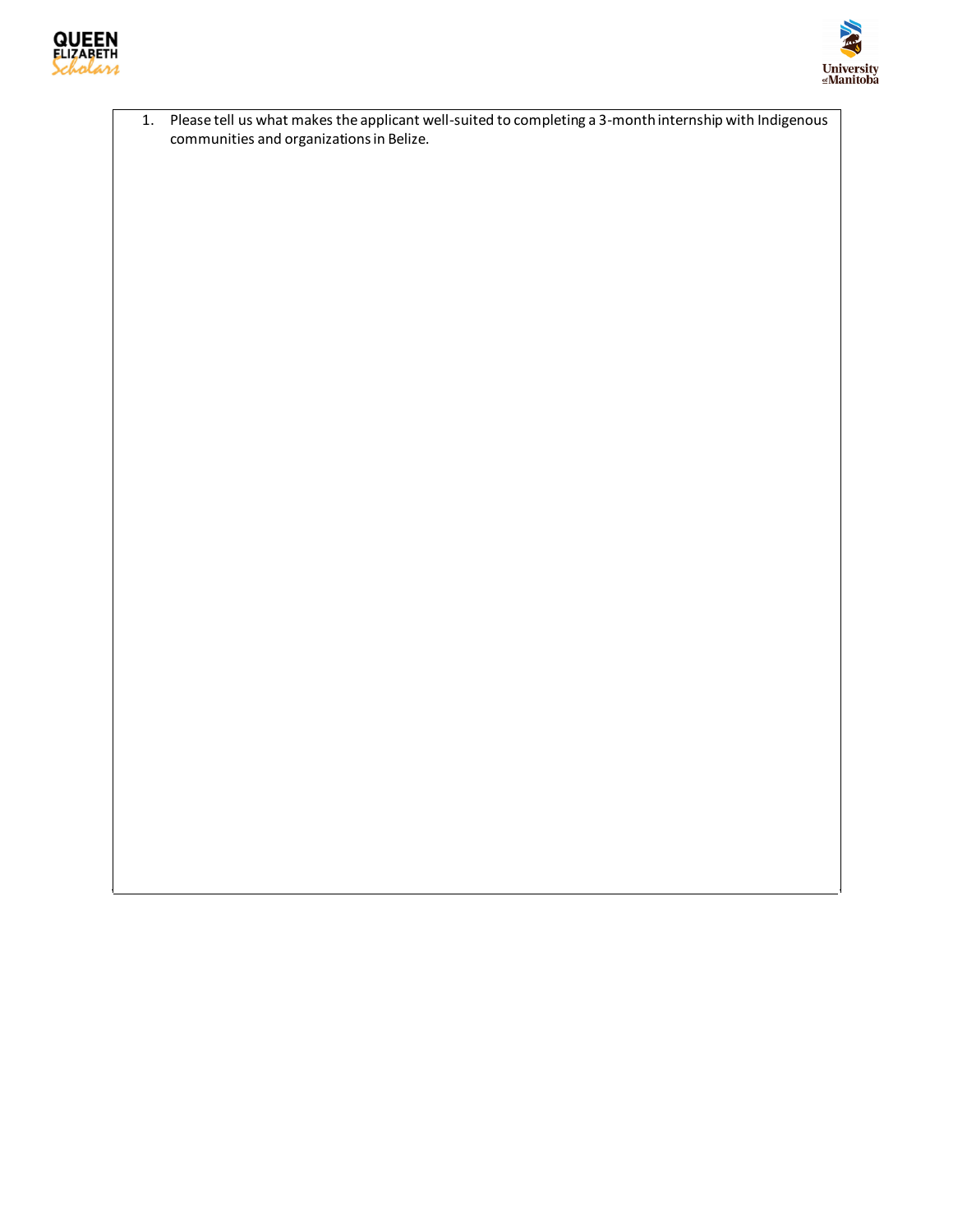1. Please tell us what makes the applicant well-suited to completing a 3-month internship with Indigenous communities and organizations in Belize.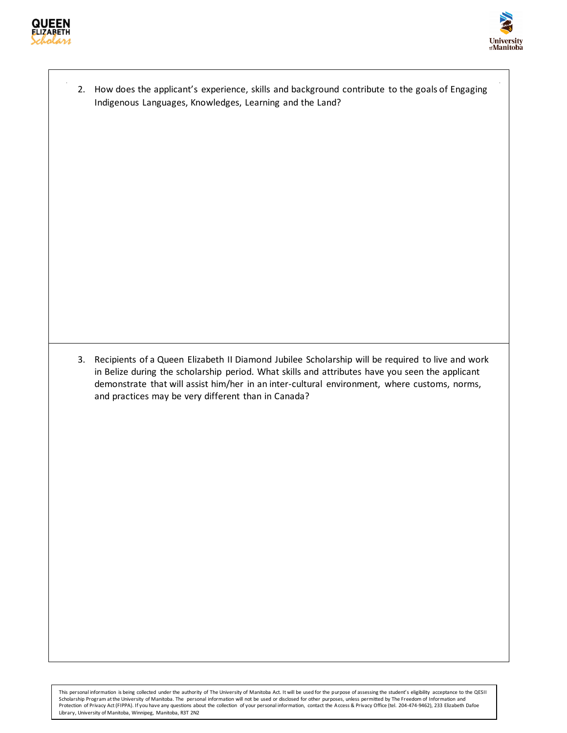2. How does the applicant's experience, skills and background contribute to the goals of Engaging Indigenous Languages, Knowledges, Learning and the Land?

3. Recipients of a Queen Elizabeth II Diamond Jubilee Scholarship will be required to live and work in Belize during the scholarship period. What skills and attributes have you seen the applicant demonstrate that will assist him/her in an inter-cultural environment, where customs, norms, and practices may be very different than in Canada?

This personal information is being collected under the authority of The University of Manitoba Act. It will be used for the purpose of assessing the student's eligibility acceptance to the QESII Scholarship Program at the University of Manitoba. The personal information will not be used or disclosed for other purposes, unless permitted by The Freedom of Information and Protection of Privacy Act (FIPPA). If you have any questions about the collection of your personal information, contact the Access & Privacy Office (tel. 204-474-9462), 233 Elizabeth Dafoe Library, University of Manitoba, Winnipeg, Manitoba, R3T 2N2